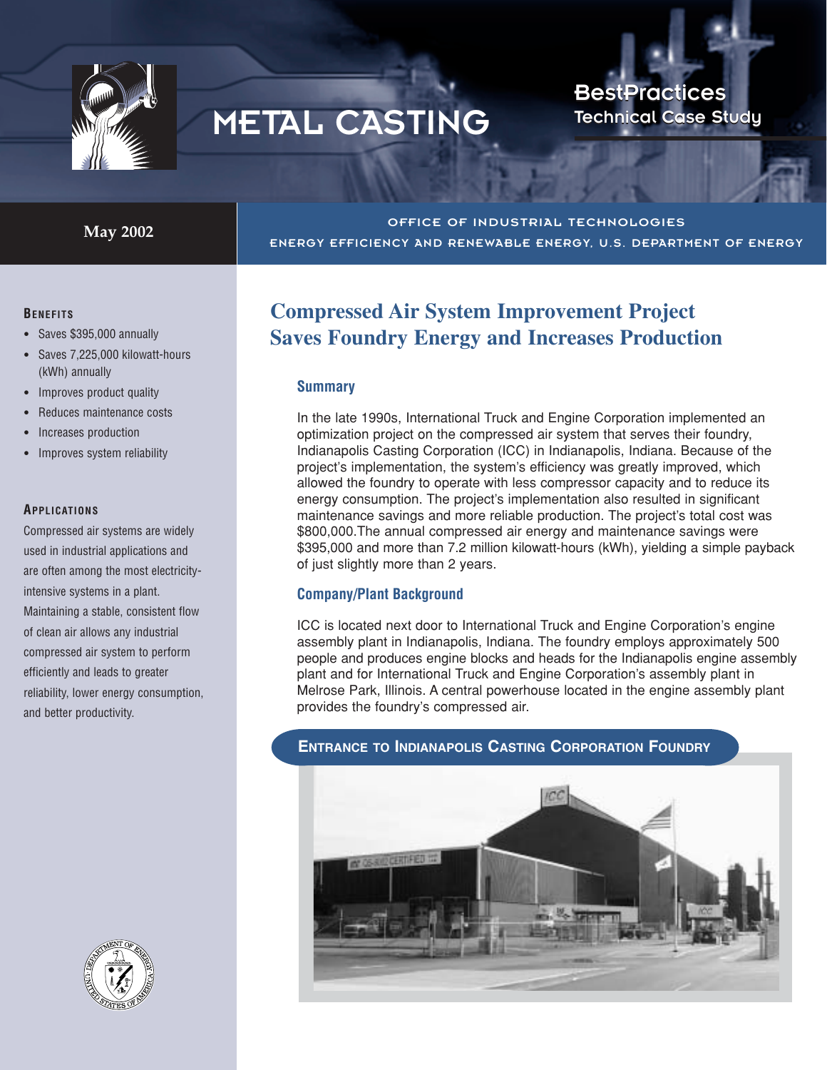# METAL CASTING

**BestPractices**
**Technical Case Study**

**May 2002**

OFFICE OF INDUSTRIAL TECHNOLOGIES
ENERGY EFFICIENCY AND RENEWABLE ENERGY, U.S. DEPARTMENT OF ENERGY

## Compressed Air System Improvement Project Saves Foundry Energy and Increases Production

### Summary

In the late 1990s, International Truck and Engine Corporation implemented an optimization project on the compressed air system that serves their foundry, Indianapolis Casting Corporation (ICC) in Indianapolis, Indiana. Because of the project's implementation, the system's efficiency was greatly improved, which allowed the foundry to operate with less compressor capacity and to reduce its energy consumption. The project's implementation also resulted in significant maintenance savings and more reliable production. The project's total cost was $800,000.The annual compressed air energy and maintenance savings were $395,000 and more than 7.2 million kilowatt-hours (kWh), yielding a simple payback of just slightly more than 2 years.

### Company/Plant Background

ICC is located next door to International Truck and Engine Corporation's engine assembly plant in Indianapolis, Indiana. The foundry employs approximately 500 people and produces engine blocks and heads for the Indianapolis engine assembly plant and for International Truck and Engine Corporation's assembly plant in Melrose Park, Illinois. A central powerhouse located in the engine assembly plant provides the foundry's compressed air.

**ENTRANCE TO INDIANAPOLIS CASTING CORPORATION FOUNDRY**

### BENEFITS

- Saves $395,000 annually
- Saves 7,225,000 kilowatt-hours (kWh) annually
- Improves product quality
- Reduces maintenance costs
- Increases production
- Improves system reliability

### APPLICATIONS

Compressed air systems are widely used in industrial applications and are often among the most electricity-intensive systems in a plant. Maintaining a stable, consistent flow of clean air allows any industrial compressed air system to perform efficiently and leads to greater reliability, lower energy consumption, and better productivity.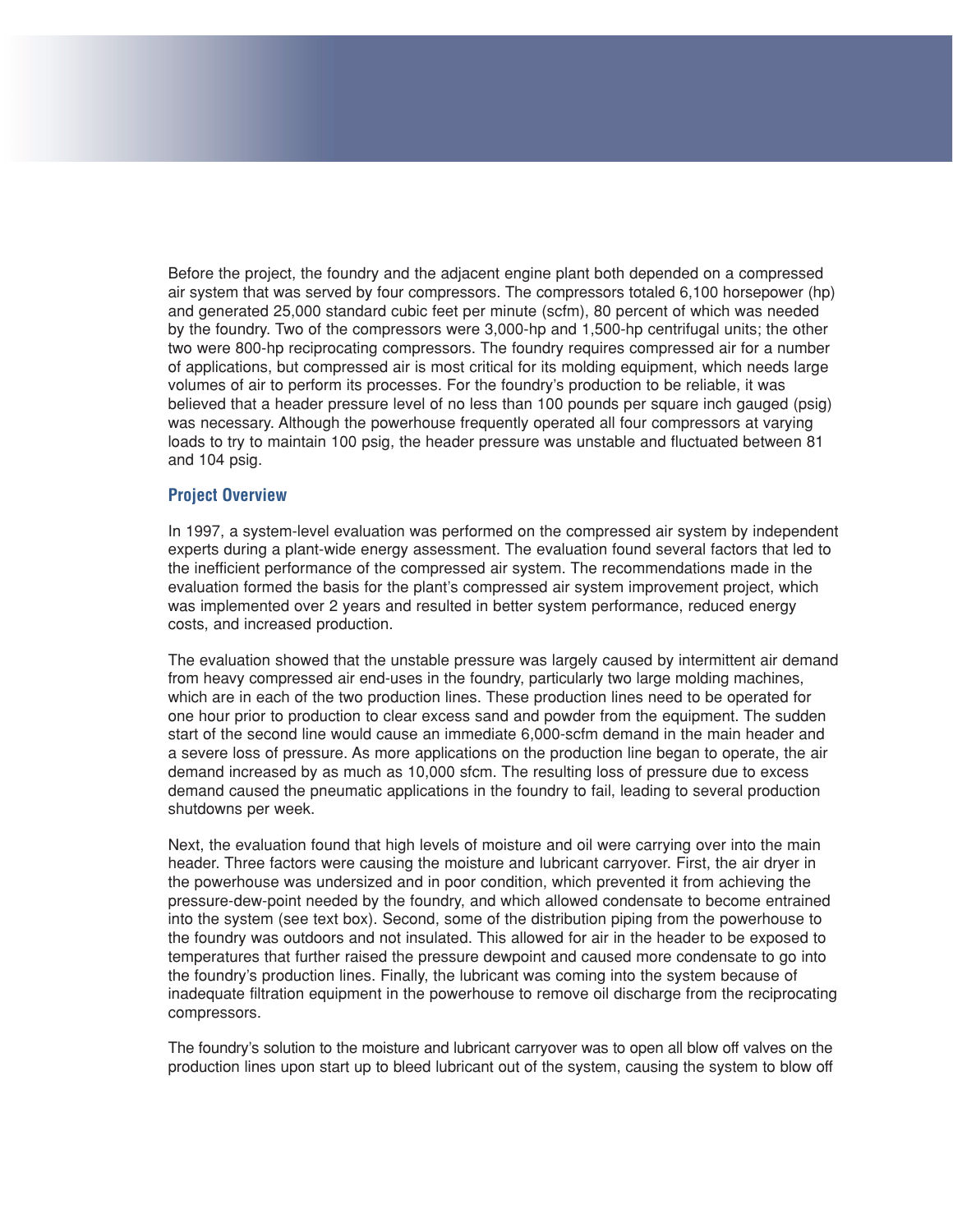Before the project, the foundry and the adjacent engine plant both depended on a compressed air system that was served by four compressors. The compressors totaled 6,100 horsepower (hp) and generated 25,000 standard cubic feet per minute (scfm), 80 percent of which was needed by the foundry. Two of the compressors were 3,000-hp and 1,500-hp centrifugal units; the other two were 800-hp reciprocating compressors. The foundry requires compressed air for a number of applications, but compressed air is most critical for its molding equipment, which needs large volumes of air to perform its processes. For the foundry's production to be reliable, it was believed that a header pressure level of no less than 100 pounds per square inch gauged (psig) was necessary. Although the powerhouse frequently operated all four compressors at varying loads to try to maintain 100 psig, the header pressure was unstable and fluctuated between 81 and 104 psig.

## Project Overview

In 1997, a system-level evaluation was performed on the compressed air system by independent experts during a plant-wide energy assessment. The evaluation found several factors that led to the inefficient performance of the compressed air system. The recommendations made in the evaluation formed the basis for the plant's compressed air system improvement project, which was implemented over 2 years and resulted in better system performance, reduced energy costs, and increased production.

The evaluation showed that the unstable pressure was largely caused by intermittent air demand from heavy compressed air end-uses in the foundry, particularly two large molding machines, which are in each of the two production lines. These production lines need to be operated for one hour prior to production to clear excess sand and powder from the equipment. The sudden start of the second line would cause an immediate 6,000-scfm demand in the main header and a severe loss of pressure. As more applications on the production line began to operate, the air demand increased by as much as 10,000 sfcm. The resulting loss of pressure due to excess demand caused the pneumatic applications in the foundry to fail, leading to several production shutdowns per week.

Next, the evaluation found that high levels of moisture and oil were carrying over into the main header. Three factors were causing the moisture and lubricant carryover. First, the air dryer in the powerhouse was undersized and in poor condition, which prevented it from achieving the pressure-dew-point needed by the foundry, and which allowed condensate to become entrained into the system (see text box). Second, some of the distribution piping from the powerhouse to the foundry was outdoors and not insulated. This allowed for air in the header to be exposed to temperatures that further raised the pressure dewpoint and caused more condensate to go into the foundry's production lines. Finally, the lubricant was coming into the system because of inadequate filtration equipment in the powerhouse to remove oil discharge from the reciprocating compressors.

The foundry's solution to the moisture and lubricant carryover was to open all blow off valves on the production lines upon start up to bleed lubricant out of the system, causing the system to blow off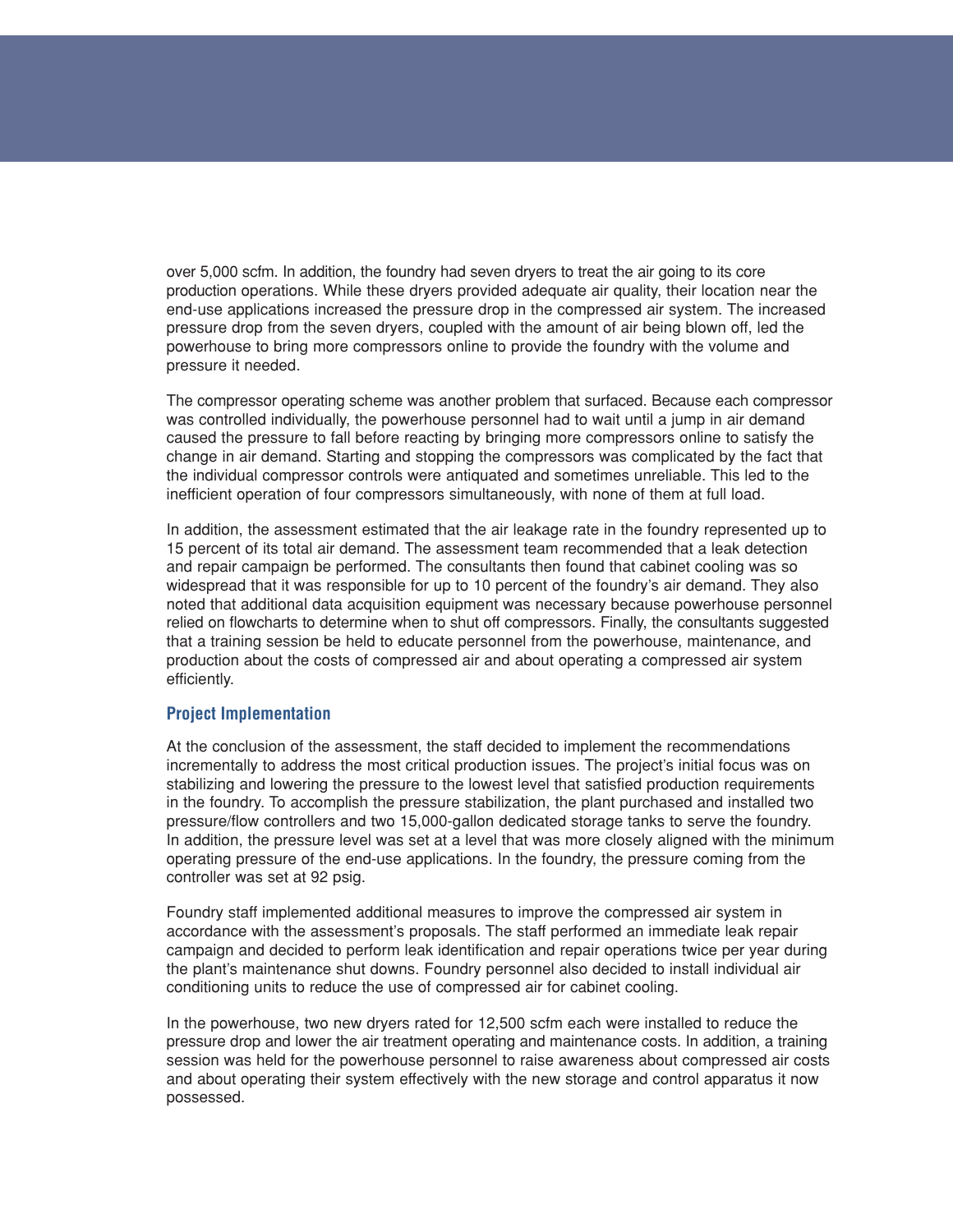over 5,000 scfm. In addition, the foundry had seven dryers to treat the air going to its core production operations. While these dryers provided adequate air quality, their location near the end-use applications increased the pressure drop in the compressed air system. The increased pressure drop from the seven dryers, coupled with the amount of air being blown off, led the powerhouse to bring more compressors online to provide the foundry with the volume and pressure it needed.

The compressor operating scheme was another problem that surfaced. Because each compressor was controlled individually, the powerhouse personnel had to wait until a jump in air demand caused the pressure to fall before reacting by bringing more compressors online to satisfy the change in air demand. Starting and stopping the compressors was complicated by the fact that the individual compressor controls were antiquated and sometimes unreliable. This led to the inefficient operation of four compressors simultaneously, with none of them at full load.

In addition, the assessment estimated that the air leakage rate in the foundry represented up to 15 percent of its total air demand. The assessment team recommended that a leak detection and repair campaign be performed. The consultants then found that cabinet cooling was so widespread that it was responsible for up to 10 percent of the foundry's air demand. They also noted that additional data acquisition equipment was necessary because powerhouse personnel relied on flowcharts to determine when to shut off compressors. Finally, the consultants suggested that a training session be held to educate personnel from the powerhouse, maintenance, and production about the costs of compressed air and about operating a compressed air system efficiently.

### Project Implementation

At the conclusion of the assessment, the staff decided to implement the recommendations incrementally to address the most critical production issues. The project's initial focus was on stabilizing and lowering the pressure to the lowest level that satisfied production requirements in the foundry. To accomplish the pressure stabilization, the plant purchased and installed two pressure/flow controllers and two 15,000-gallon dedicated storage tanks to serve the foundry. In addition, the pressure level was set at a level that was more closely aligned with the minimum operating pressure of the end-use applications. In the foundry, the pressure coming from the controller was set at 92 psig.

Foundry staff implemented additional measures to improve the compressed air system in accordance with the assessment's proposals. The staff performed an immediate leak repair campaign and decided to perform leak identification and repair operations twice per year during the plant's maintenance shut downs. Foundry personnel also decided to install individual air conditioning units to reduce the use of compressed air for cabinet cooling.

In the powerhouse, two new dryers rated for 12,500 scfm each were installed to reduce the pressure drop and lower the air treatment operating and maintenance costs. In addition, a training session was held for the powerhouse personnel to raise awareness about compressed air costs and about operating their system effectively with the new storage and control apparatus it now possessed.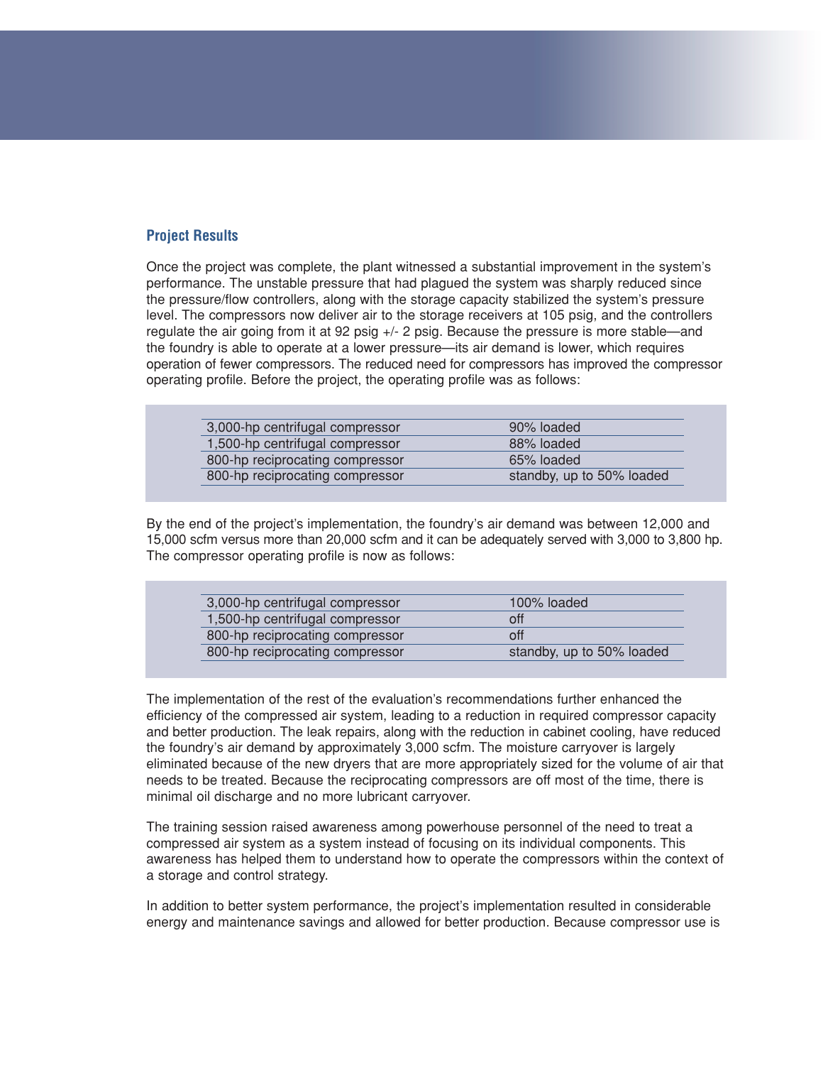### Project Results

Once the project was complete, the plant witnessed a substantial improvement in the system's performance. The unstable pressure that had plagued the system was sharply reduced since the pressure/flow controllers, along with the storage capacity stabilized the system's pressure level. The compressors now deliver air to the storage receivers at 105 psig, and the controllers regulate the air going from it at 92 psig +/- 2 psig. Because the pressure is more stable—and the foundry is able to operate at a lower pressure—its air demand is lower, which requires operation of fewer compressors. The reduced need for compressors has improved the compressor operating profile. Before the project, the operating profile was as follows:

| | |
|---|---|
| 3,000-hp centrifugal compressor | 90% loaded |
| 1,500-hp centrifugal compressor | 88% loaded |
| 800-hp reciprocating compressor | 65% loaded |
| 800-hp reciprocating compressor | standby, up to 50% loaded |

By the end of the project's implementation, the foundry's air demand was between 12,000 and 15,000 scfm versus more than 20,000 scfm and it can be adequately served with 3,000 to 3,800 hp. The compressor operating profile is now as follows:

| | |
|---|---|
| 3,000-hp centrifugal compressor | 100% loaded |
| 1,500-hp centrifugal compressor | off |
| 800-hp reciprocating compressor | off |
| 800-hp reciprocating compressor | standby, up to 50% loaded |

The implementation of the rest of the evaluation's recommendations further enhanced the efficiency of the compressed air system, leading to a reduction in required compressor capacity and better production. The leak repairs, along with the reduction in cabinet cooling, have reduced the foundry's air demand by approximately 3,000 scfm. The moisture carryover is largely eliminated because of the new dryers that are more appropriately sized for the volume of air that needs to be treated. Because the reciprocating compressors are off most of the time, there is minimal oil discharge and no more lubricant carryover.

The training session raised awareness among powerhouse personnel of the need to treat a compressed air system as a system instead of focusing on its individual components. This awareness has helped them to understand how to operate the compressors within the context of a storage and control strategy.

In addition to better system performance, the project's implementation resulted in considerable energy and maintenance savings and allowed for better production. Because compressor use is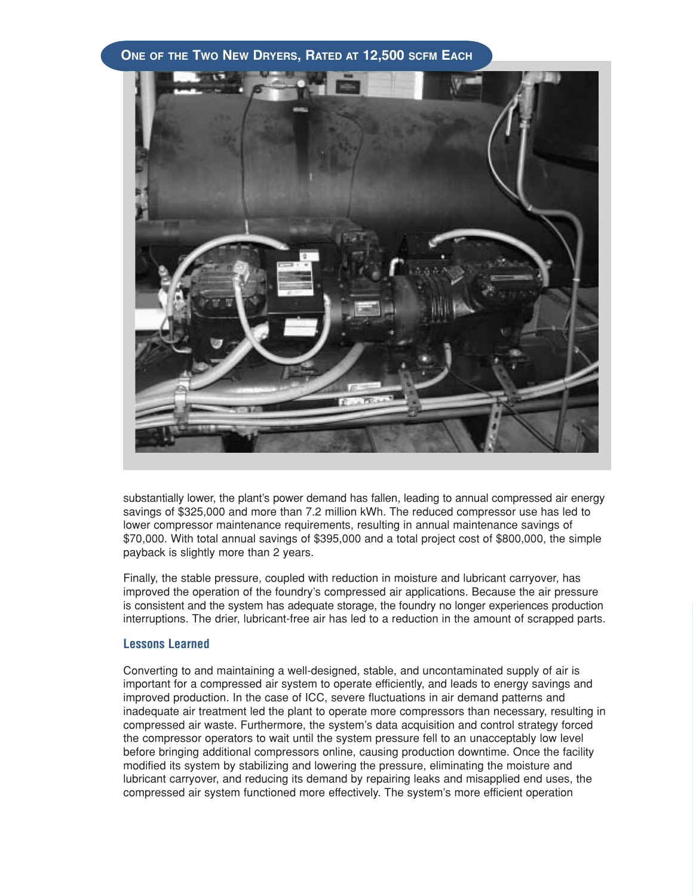ONE OF THE TWO NEW DRYERS, RATED AT 12,500 SCFM EACH

substantially lower, the plant's power demand has fallen, leading to annual compressed air energy savings of $325,000 and more than 7.2 million kWh. The reduced compressor use has led to lower compressor maintenance requirements, resulting in annual maintenance savings of $70,000. With total annual savings of $395,000 and a total project cost of $800,000, the simple payback is slightly more than 2 years.

Finally, the stable pressure, coupled with reduction in moisture and lubricant carryover, has improved the operation of the foundry's compressed air applications. Because the air pressure is consistent and the system has adequate storage, the foundry no longer experiences production interruptions. The drier, lubricant-free air has led to a reduction in the amount of scrapped parts.

### Lessons Learned

Converting to and maintaining a well-designed, stable, and uncontaminated supply of air is important for a compressed air system to operate efficiently, and leads to energy savings and improved production. In the case of ICC, severe fluctuations in air demand patterns and inadequate air treatment led the plant to operate more compressors than necessary, resulting in compressed air waste. Furthermore, the system's data acquisition and control strategy forced the compressor operators to wait until the system pressure fell to an unacceptably low level before bringing additional compressors online, causing production downtime. Once the facility modified its system by stabilizing and lowering the pressure, eliminating the moisture and lubricant carryover, and reducing its demand by repairing leaks and misapplied end uses, the compressed air system functioned more effectively. The system's more efficient operation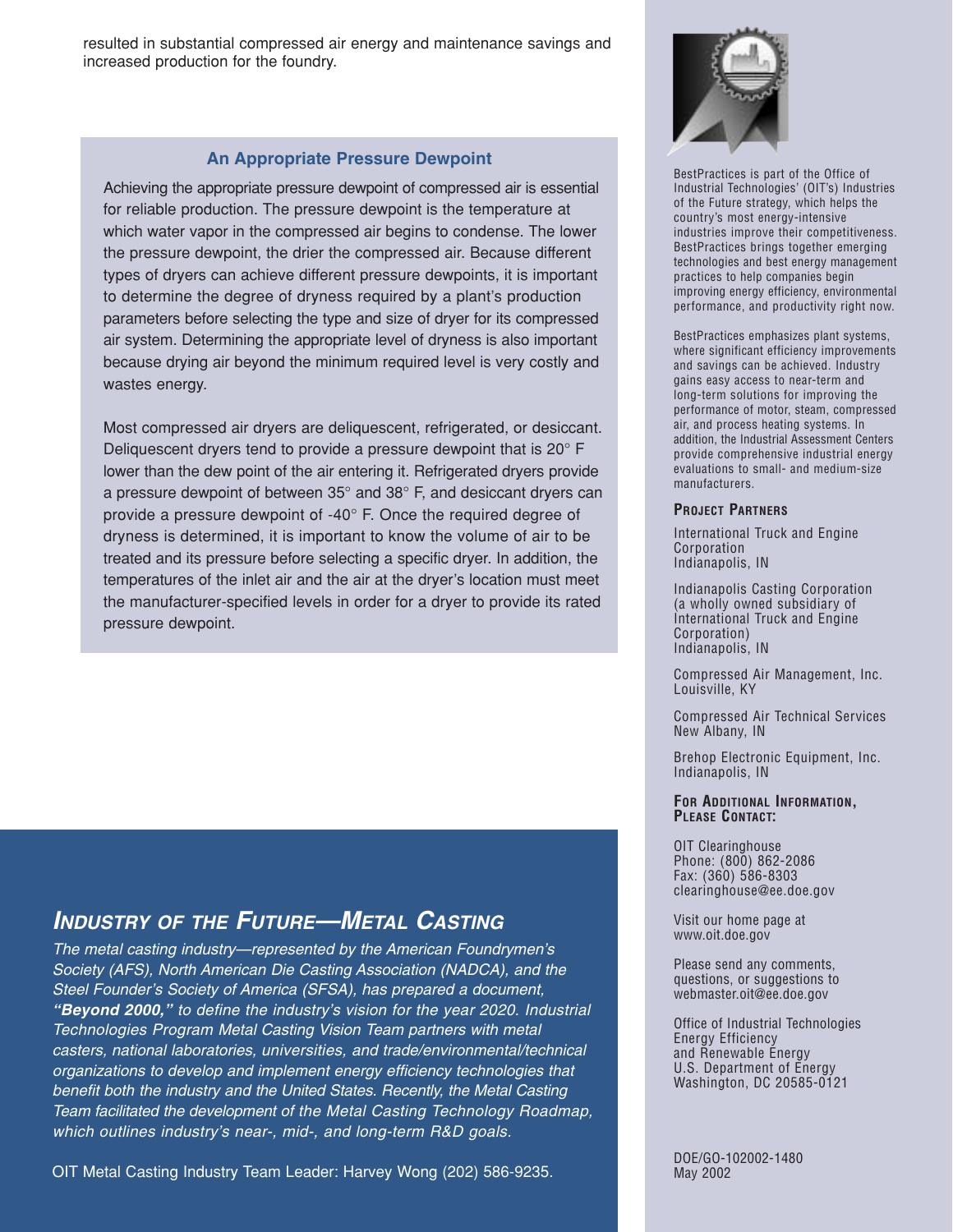resulted in substantial compressed air energy and maintenance savings and increased production for the foundry.

### An Appropriate Pressure Dewpoint

Achieving the appropriate pressure dewpoint of compressed air is essential for reliable production. The pressure dewpoint is the temperature at which water vapor in the compressed air begins to condense. The lower the pressure dewpoint, the drier the compressed air. Because different types of dryers can achieve different pressure dewpoints, it is important to determine the degree of dryness required by a plant's production parameters before selecting the type and size of dryer for its compressed air system. Determining the appropriate level of dryness is also important because drying air beyond the minimum required level is very costly and wastes energy.

Most compressed air dryers are deliquescent, refrigerated, or desiccant. Deliquescent dryers tend to provide a pressure dewpoint that is 20° F lower than the dew point of the air entering it. Refrigerated dryers provide a pressure dewpoint of between 35° and 38° F, and desiccant dryers can provide a pressure dewpoint of -40° F. Once the required degree of dryness is determined, it is important to know the volume of air to be treated and its pressure before selecting a specific dryer. In addition, the temperatures of the inlet air and the air at the dryer's location must meet the manufacturer-specified levels in order for a dryer to provide its rated pressure dewpoint.

## *Industry of the Future—Metal Casting*

*The metal casting industry—represented by the American Foundrymen's Society (AFS), North American Die Casting Association (NADCA), and the Steel Founder's Society of America (SFSA), has prepared a document,* ***"Beyond 2000,"*** *to define the industry's vision for the year 2020. Industrial Technologies Program Metal Casting Vision Team partners with metal casters, national laboratories, universities, and trade/environmental/technical organizations to develop and implement energy efficiency technologies that benefit both the industry and the United States. Recently, the Metal Casting Team facilitated the development of the Metal Casting Technology Roadmap, which outlines industry's near-, mid-, and long-term R&D goals.*

OIT Metal Casting Industry Team Leader: Harvey Wong (202) 586-9235.

BestPractices is part of the Office of Industrial Technologies' (OIT's) Industries of the Future strategy, which helps the country's most energy-intensive industries improve their competitiveness. BestPractices brings together emerging technologies and best energy management practices to help companies begin improving energy efficiency, environmental performance, and productivity right now.

BestPractices emphasizes plant systems, where significant efficiency improvements and savings can be achieved. Industry gains easy access to near-term and long-term solutions for improving the performance of motor, steam, compressed air, and process heating systems. In addition, the Industrial Assessment Centers provide comprehensive industrial energy evaluations to small- and medium-size manufacturers.

**Project Partners**

International Truck and Engine Corporation
Indianapolis, IN

Indianapolis Casting Corporation (a wholly owned subsidiary of International Truck and Engine Corporation)
Indianapolis, IN

Compressed Air Management, Inc.
Louisville, KY

Compressed Air Technical Services
New Albany, IN

Brehop Electronic Equipment, Inc.
Indianapolis, IN

**For Additional Information, Please Contact:**

OIT Clearinghouse
Phone: (800) 862-2086
Fax: (360) 586-8303
clearinghouse@ee.doe.gov

Visit our home page at
www.oit.doe.gov

Please send any comments, questions, or suggestions to
webmaster.oit@ee.doe.gov

Office of Industrial Technologies
Energy Efficiency
and Renewable Energy
U.S. Department of Energy
Washington, DC 20585-0121

DOE/GO-102002-1480
May 2002